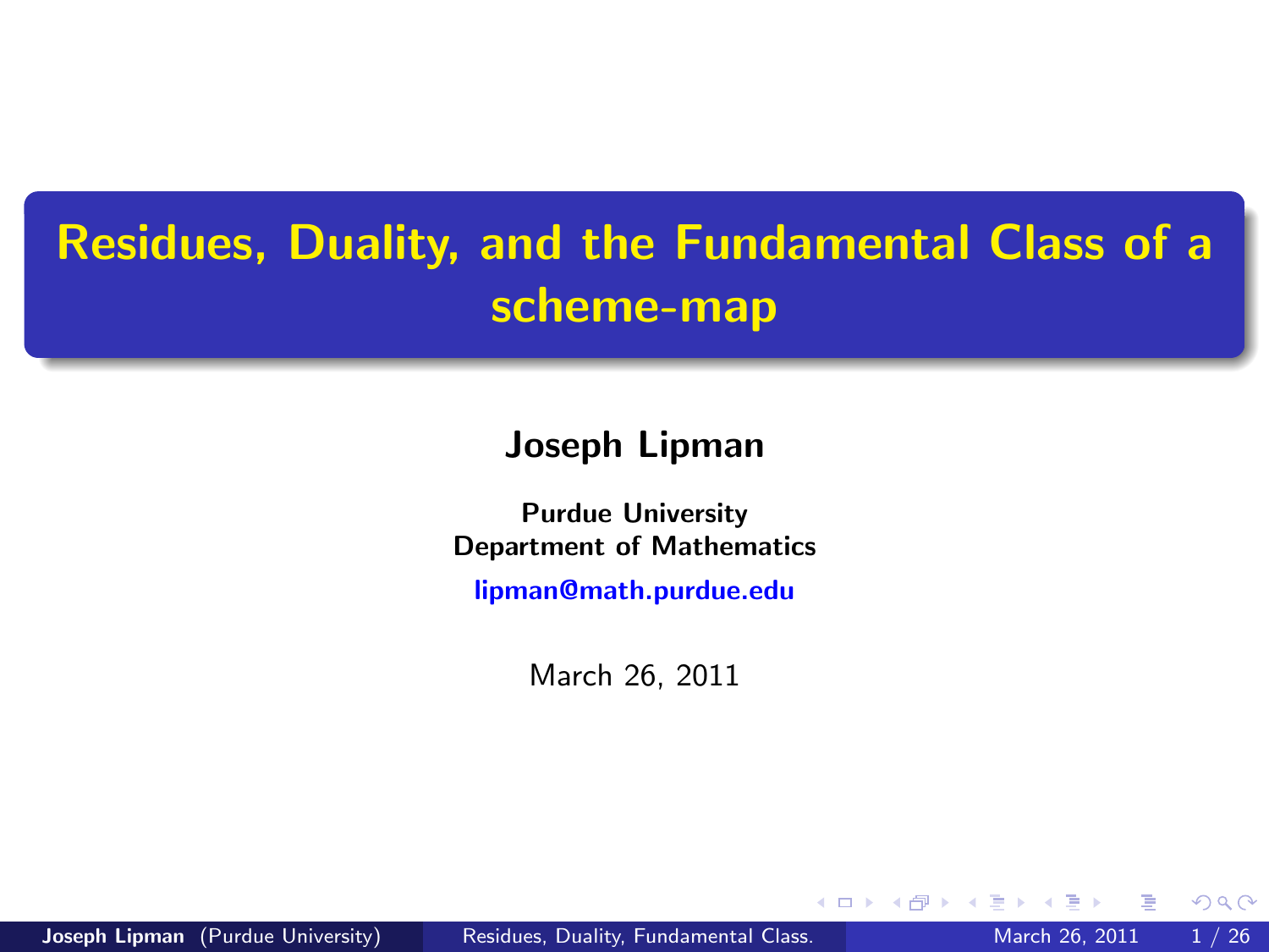# Residues, Duality, and the Fundamental Class of a scheme-map

**Joseph Lipman**

**Purdue University**
**Department of Mathematics**

lipman@math.purdue.edu

March 26, 2011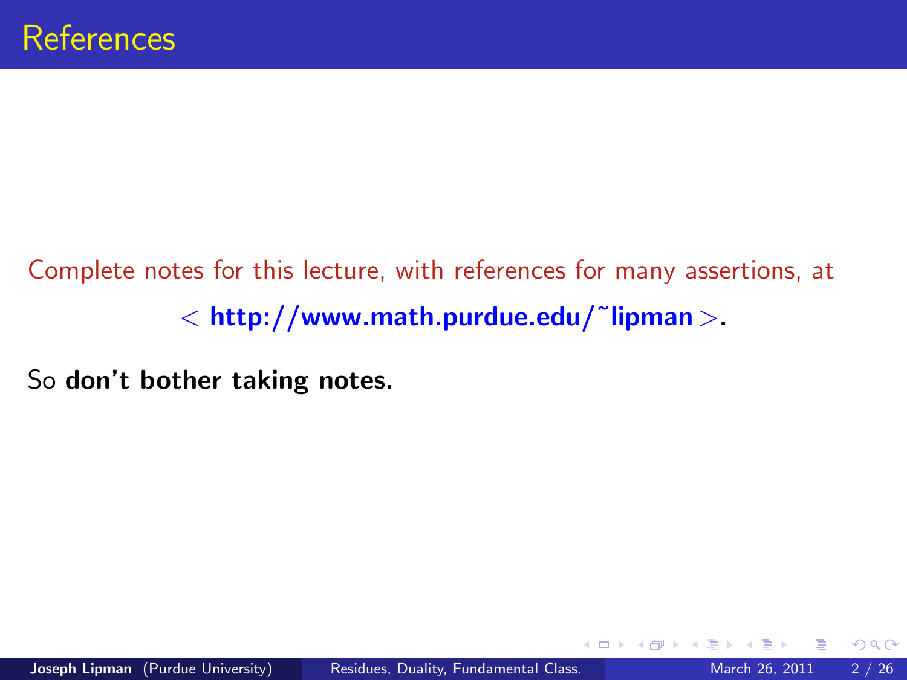# References

Complete notes for this lecture, with references for many assertions, at

< **http://www.math.purdue.edu/˜lipman** >.

So **don't bother taking notes.**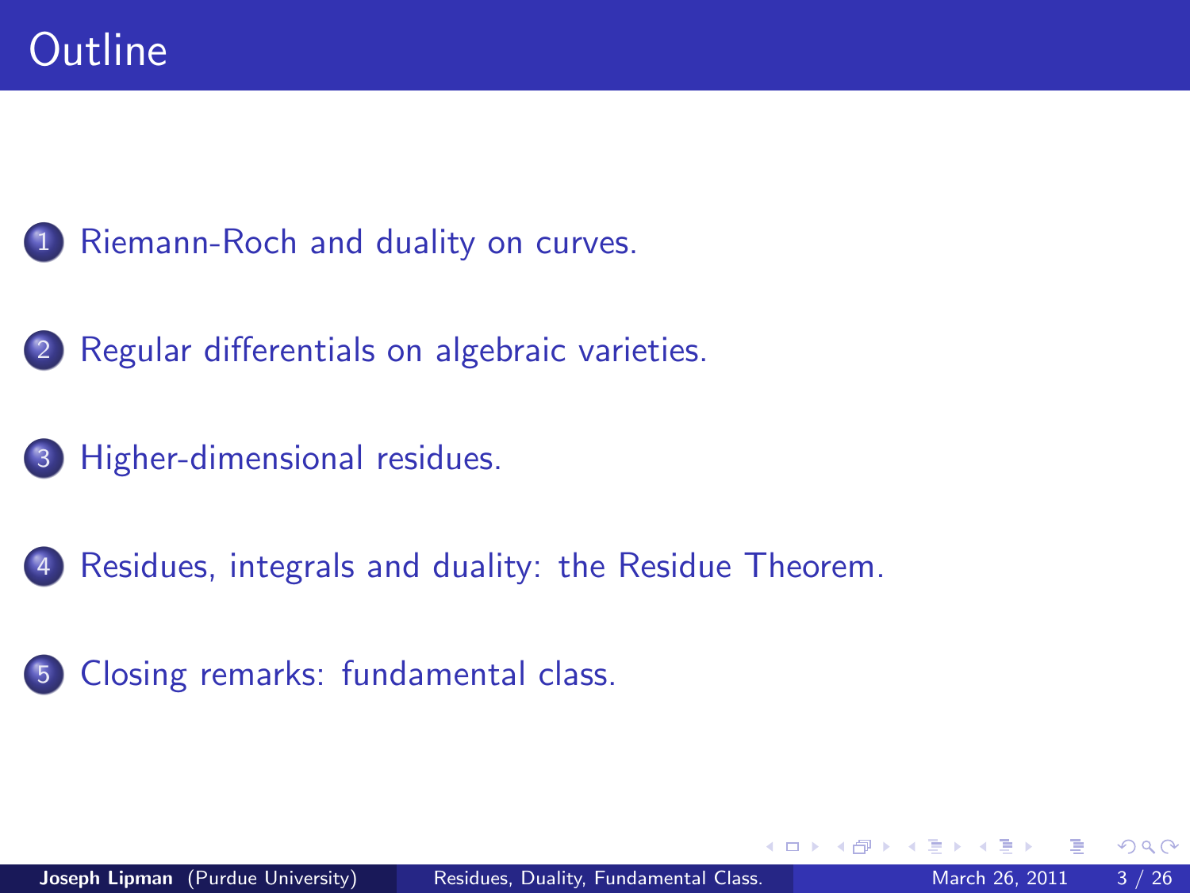# Outline

1. Riemann-Roch and duality on curves.
2. Regular differentials on algebraic varieties.
3. Higher-dimensional residues.
4. Residues, integrals and duality: the Residue Theorem.
5. Closing remarks: fundamental class.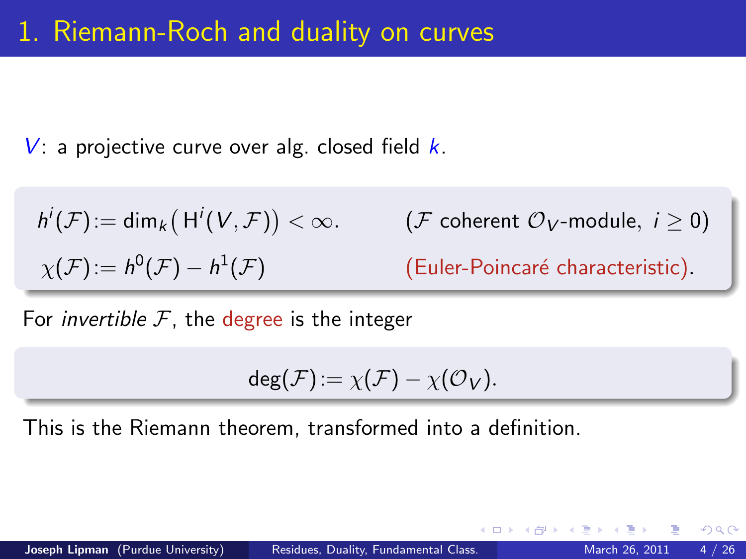# 1. Riemann-Roch and duality on curves

$V$: a projective curve over alg. closed field $k$.

$$h^i(\mathcal{F}) := \dim_k\big(\mathrm{H}^i(V, \mathcal{F})\big) < \infty. \qquad (\mathcal{F} \text{ coherent } \mathcal{O}_V\text{-module}, \ i \geq 0)$$

$$\chi(\mathcal{F}) := h^0(\mathcal{F}) - h^1(\mathcal{F}) \qquad \text{(Euler-Poincaré characteristic)}.$$

For *invertible* $\mathcal{F}$, the degree is the integer

$$\deg(\mathcal{F}) := \chi(\mathcal{F}) - \chi(\mathcal{O}_V).$$

This is the Riemann theorem, transformed into a definition.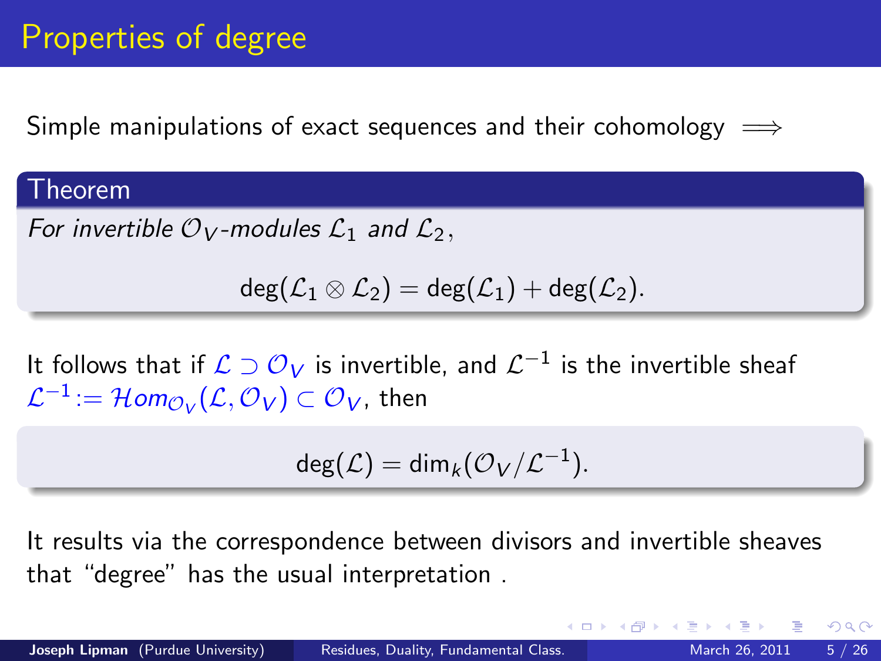# Properties of degree

Simple manipulations of exact sequences and their cohomology $\Longrightarrow$

**Theorem**

*For invertible $\mathcal{O}_V$-modules $\mathcal{L}_1$ and $\mathcal{L}_2$,*

$$\deg(\mathcal{L}_1 \otimes \mathcal{L}_2) = \deg(\mathcal{L}_1) + \deg(\mathcal{L}_2).$$

It follows that if $\mathcal{L} \supset \mathcal{O}_V$ is invertible, and $\mathcal{L}^{-1}$ is the invertible sheaf $\mathcal{L}^{-1} := \mathcal{H}om_{\mathcal{O}_V}(\mathcal{L}, \mathcal{O}_V) \subset \mathcal{O}_V$, then

$$\deg(\mathcal{L}) = \dim_k(\mathcal{O}_V/\mathcal{L}^{-1}).$$

It results via the correspondence between divisors and invertible sheaves that "degree" has the usual interpretation .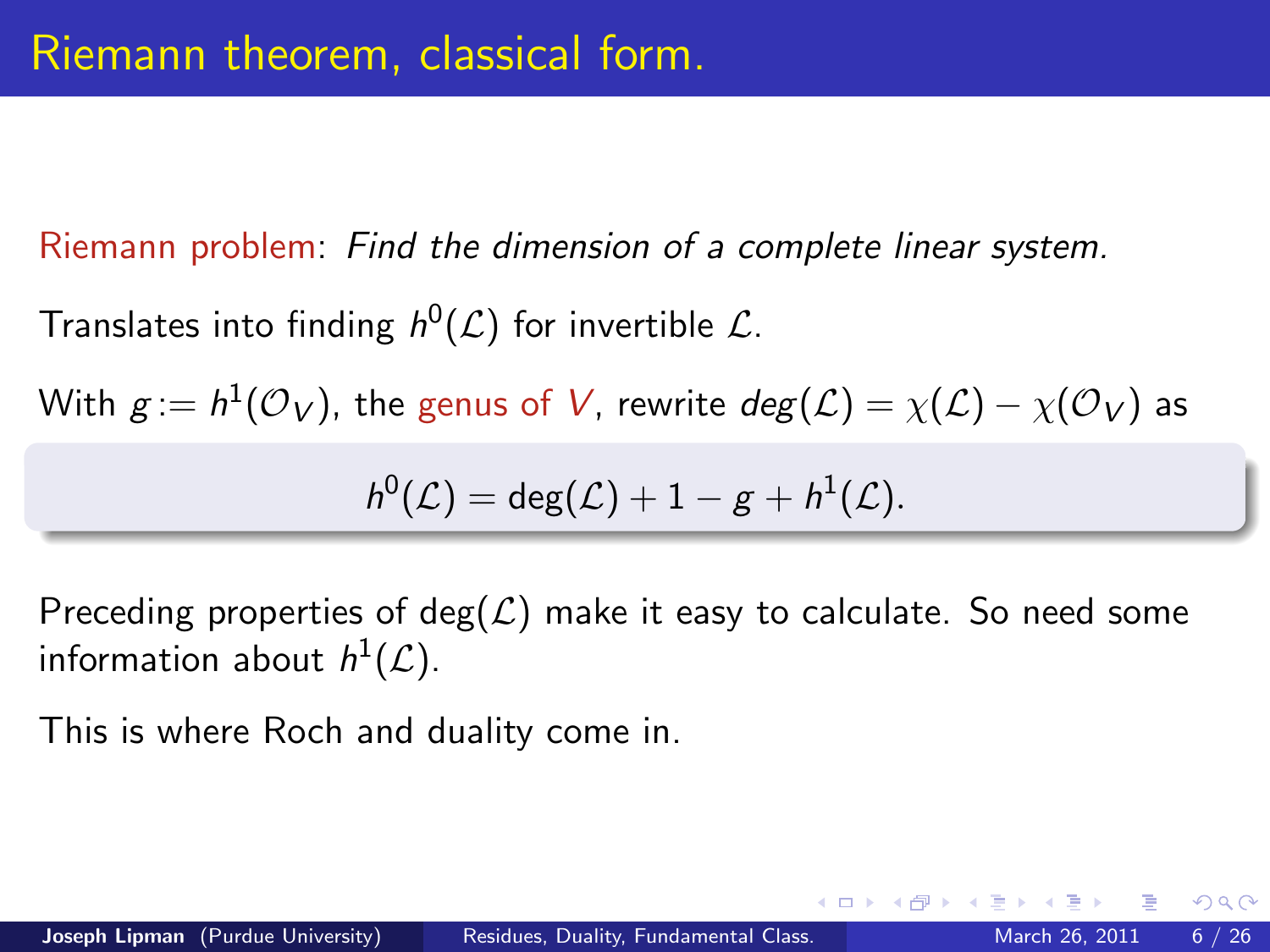# Riemann theorem, classical form.

Riemann problem: *Find the dimension of a complete linear system.*

Translates into finding $h^0(\mathcal{L})$ for invertible $\mathcal{L}$.

With $g := h^1(\mathcal{O}_V)$, the genus of $V$, rewrite $deg(\mathcal{L}) = \chi(\mathcal{L}) - \chi(\mathcal{O}_V)$ as

$$h^0(\mathcal{L}) = \deg(\mathcal{L}) + 1 - g + h^1(\mathcal{L}).$$

Preceding properties of $\deg(\mathcal{L})$ make it easy to calculate. So need some information about $h^1(\mathcal{L})$.

This is where Roch and duality come in.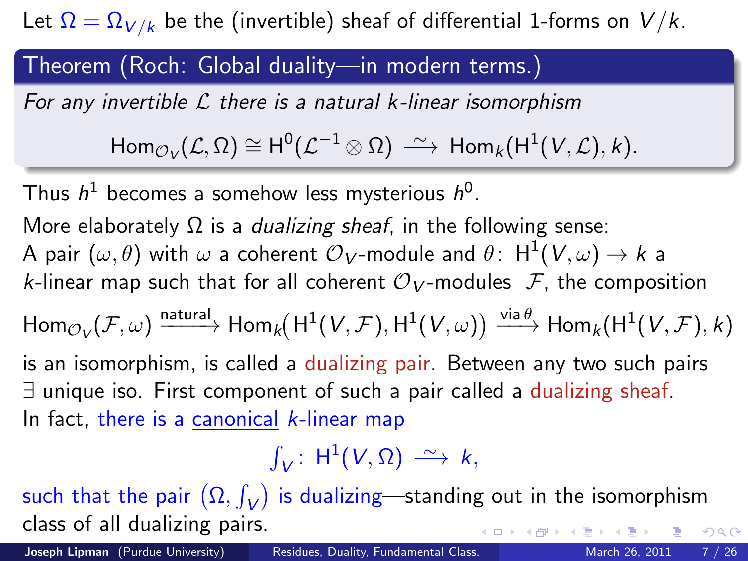Let $\Omega = \Omega_{V/k}$ be the (invertible) sheaf of differential 1-forms on $V/k$.

**Theorem (Roch: Global duality—in modern terms.)**

*For any invertible $\mathcal{L}$ there is a natural $k$-linear isomorphism*

$$\mathrm{Hom}_{\mathcal{O}_V}(\mathcal{L}, \Omega) \cong \mathrm{H}^0(\mathcal{L}^{-1} \otimes \Omega) \xrightarrow{\ \sim\ } \mathrm{Hom}_k(\mathrm{H}^1(V, \mathcal{L}), k).$$

Thus $h^1$ becomes a somehow less mysterious $h^0$.

More elaborately $\Omega$ is a *dualizing sheaf*, in the following sense:
A pair $(\omega, \theta)$ with $\omega$ a coherent $\mathcal{O}_V$-module and $\theta \colon \mathrm{H}^1(V, \omega) \to k$ a $k$-linear map such that for all coherent $\mathcal{O}_V$-modules $\mathcal{F}$, the composition

$$\mathrm{Hom}_{\mathcal{O}_V}(\mathcal{F}, \omega) \xrightarrow{\text{natural}} \mathrm{Hom}_k\big(\mathrm{H}^1(V, \mathcal{F}), \mathrm{H}^1(V, \omega)\big) \xrightarrow{\text{via } \theta} \mathrm{Hom}_k(\mathrm{H}^1(V, \mathcal{F}), k)$$

is an isomorphism, is called a dualizing pair. Between any two such pairs $\exists$ unique iso. First component of such a pair called a dualizing sheaf.
In fact, there is a canonical $k$-linear map

$$\textstyle\int_V \colon \mathrm{H}^1(V, \Omega) \xrightarrow{\ \sim\ } k,$$

such that the pair $\big(\Omega, \int_V\big)$ is dualizing—standing out in the isomorphism class of all dualizing pairs.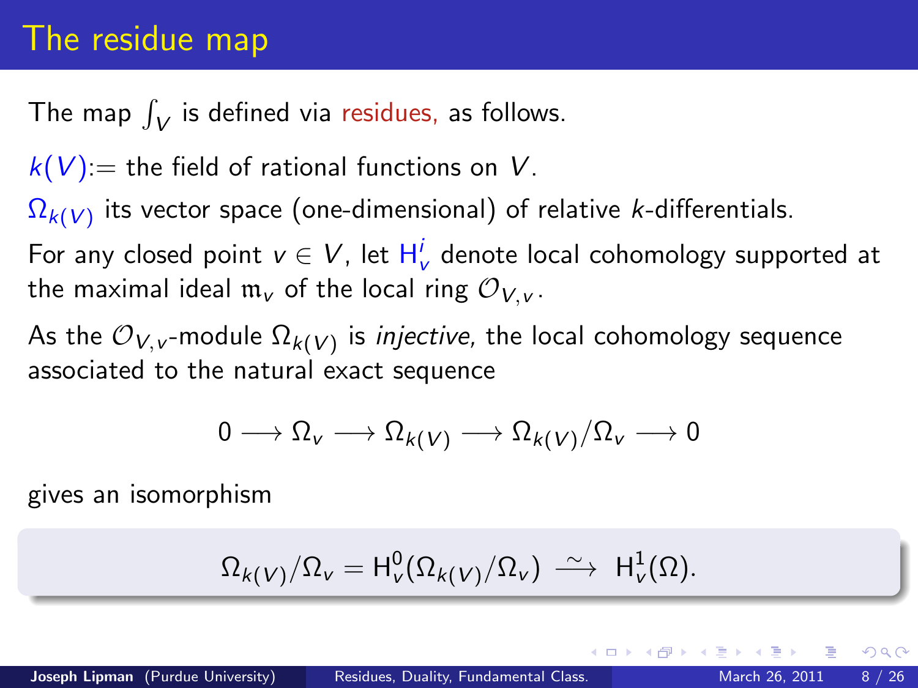# The residue map

The map $\int_V$ is defined via residues, as follows.

$k(V)$:= the field of rational functions on $V$.

$\Omega_{k(V)}$ its vector space (one-dimensional) of relative $k$-differentials.

For any closed point $v \in V$, let $\mathrm{H}_v^i$ denote local cohomology supported at the maximal ideal $\mathfrak{m}_v$ of the local ring $\mathcal{O}_{V,v}$.

As the $\mathcal{O}_{V,v}$-module $\Omega_{k(V)}$ is *injective*, the local cohomology sequence associated to the natural exact sequence

$$0 \longrightarrow \Omega_v \longrightarrow \Omega_{k(V)} \longrightarrow \Omega_{k(V)}/\Omega_v \longrightarrow 0$$

gives an isomorphism

$$\Omega_{k(V)}/\Omega_v = \mathrm{H}_v^0(\Omega_{k(V)}/\Omega_v) \xrightarrow{\sim} \mathrm{H}_v^1(\Omega).$$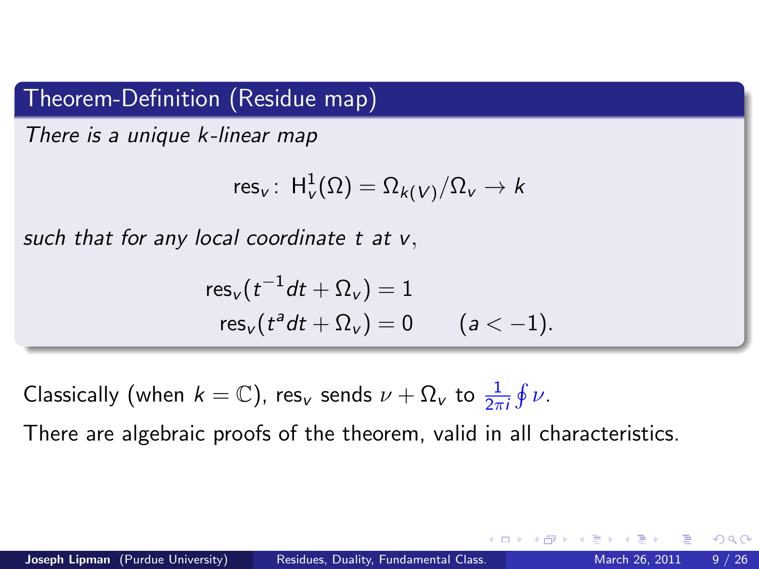### Theorem-Definition (Residue map)

*There is a unique $k$-linear map*

$$\operatorname{res}_v \colon \mathrm{H}^1_v(\Omega) = \Omega_{k(V)}/\Omega_v \to k$$

*such that for any local coordinate $t$ at $v$,*

$$\operatorname{res}_v(t^{-1}dt + \Omega_v) = 1$$
$$\operatorname{res}_v(t^a dt + \Omega_v) = 0 \qquad (a < -1).$$

Classically (when $k = \mathbb{C}$), $\operatorname{res}_v$ sends $\nu + \Omega_v$ to $\frac{1}{2\pi i}\oint \nu$.

There are algebraic proofs of the theorem, valid in all characteristics.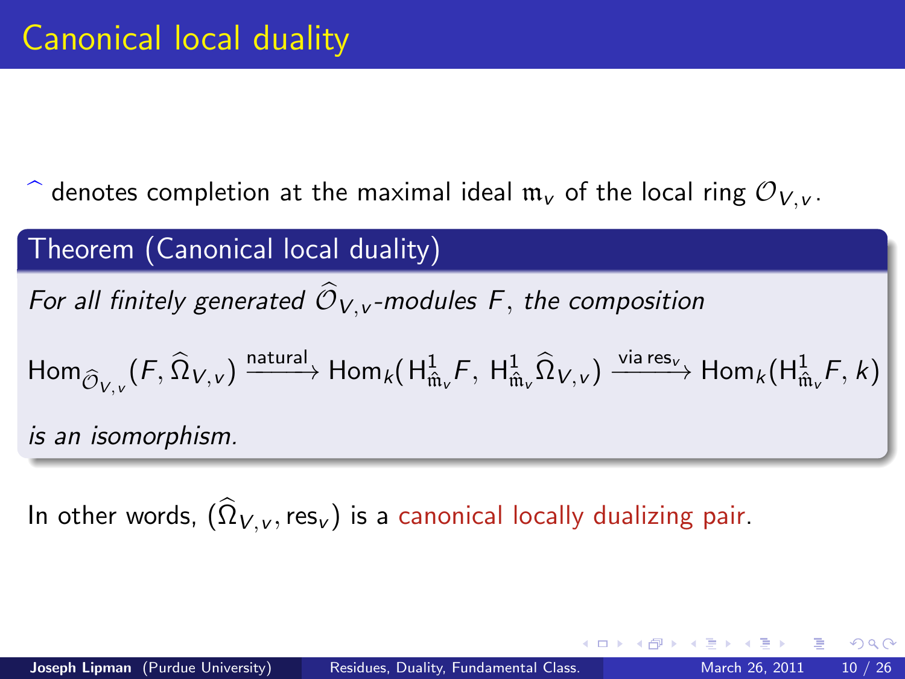# Canonical local duality

$\widehat{\ }$ denotes completion at the maximal ideal $\mathfrak{m}_v$ of the local ring $\mathcal{O}_{V,v}$.

**Theorem (Canonical local duality)**

*For all finitely generated $\widehat{\mathcal{O}}_{V,v}$-modules $F$, the composition*

$$\mathrm{Hom}_{\widehat{\mathcal{O}}_{V,v}}(F, \widehat{\Omega}_{V,v}) \xrightarrow{\text{natural}} \mathrm{Hom}_k(\mathrm{H}^1_{\hat{\mathfrak{m}}_v} F,\ \mathrm{H}^1_{\hat{\mathfrak{m}}_v} \widehat{\Omega}_{V,v}) \xrightarrow{\text{via } \mathrm{res}_v} \mathrm{Hom}_k(\mathrm{H}^1_{\hat{\mathfrak{m}}_v} F, k)$$

*is an isomorphism.*

In other words, $(\widehat{\Omega}_{V,v}, \mathrm{res}_v)$ is a canonical locally dualizing pair.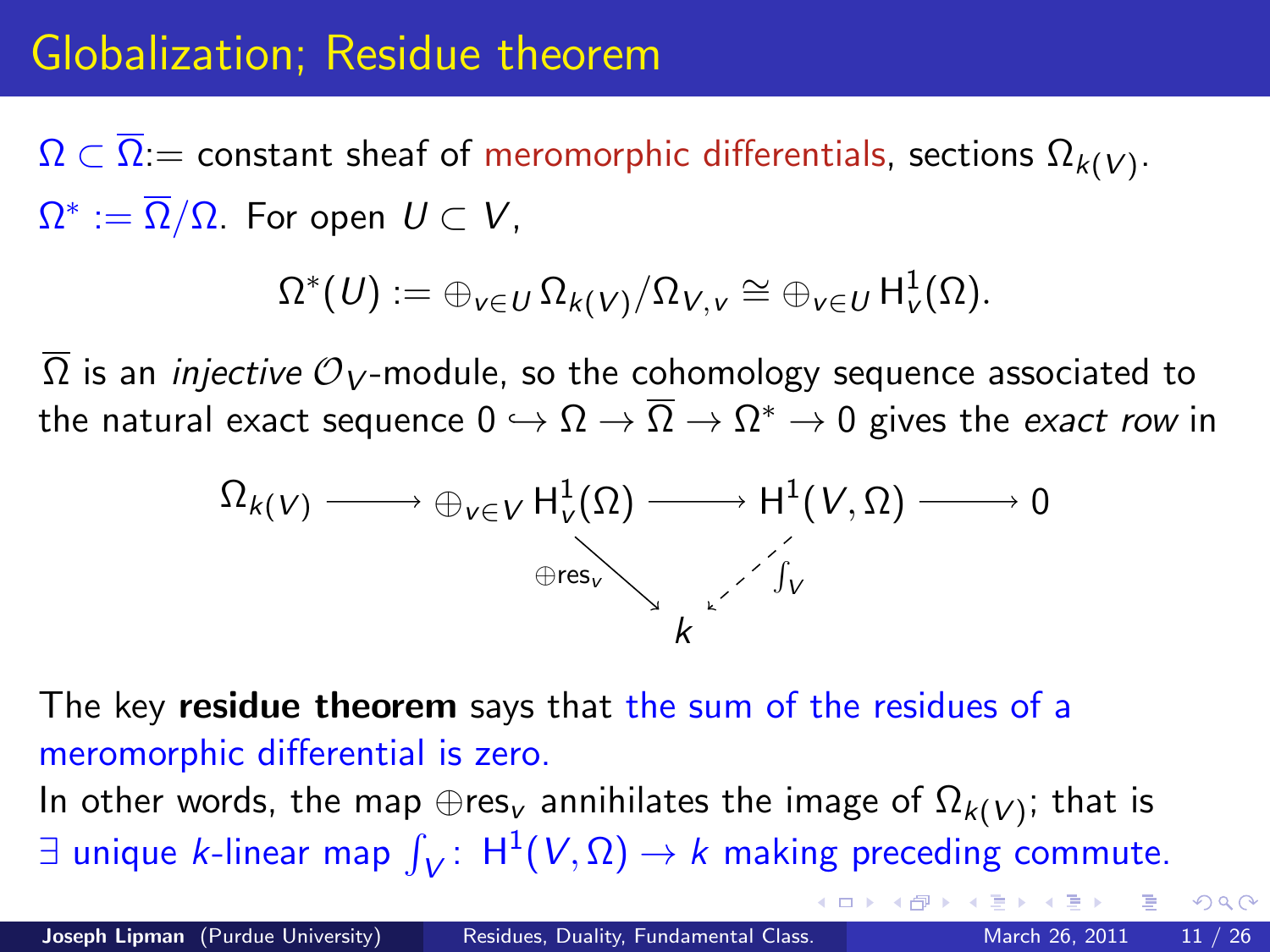# Globalization; Residue theorem

$\Omega \subset \overline{\Omega}$:= constant sheaf of meromorphic differentials, sections $\Omega_{k(V)}$.

$\Omega^* := \overline{\Omega}/\Omega$. For open $U \subset V$,

$$\Omega^*(U) := \oplus_{v \in U} \Omega_{k(V)}/\Omega_{V,v} \cong \oplus_{v \in U} \mathrm{H}^1_v(\Omega).$$

$\overline{\Omega}$ is an *injective* $\mathcal{O}_V$-module, so the cohomology sequence associated to the natural exact sequence $0 \hookrightarrow \Omega \to \overline{\Omega} \to \Omega^* \to 0$ gives the *exact row* in

$$\begin{array}{ccccccc}
\Omega_{k(V)} & \longrightarrow & \oplus_{v \in V} \mathrm{H}^1_v(\Omega) & \longrightarrow & \mathrm{H}^1(V, \Omega) & \longrightarrow & 0 \\
 & & \oplus\mathrm{res}_v \searrow & & \swarrow \int_V & & \\
 & & & k & & &
\end{array}$$

The key **residue theorem** says that the sum of the residues of a meromorphic differential is zero.

In other words, the map $\oplus\mathrm{res}_v$ annihilates the image of $\Omega_{k(V)}$; that is $\exists$ unique $k$-linear map $\int_V \colon \mathrm{H}^1(V, \Omega) \to k$ making preceding commute.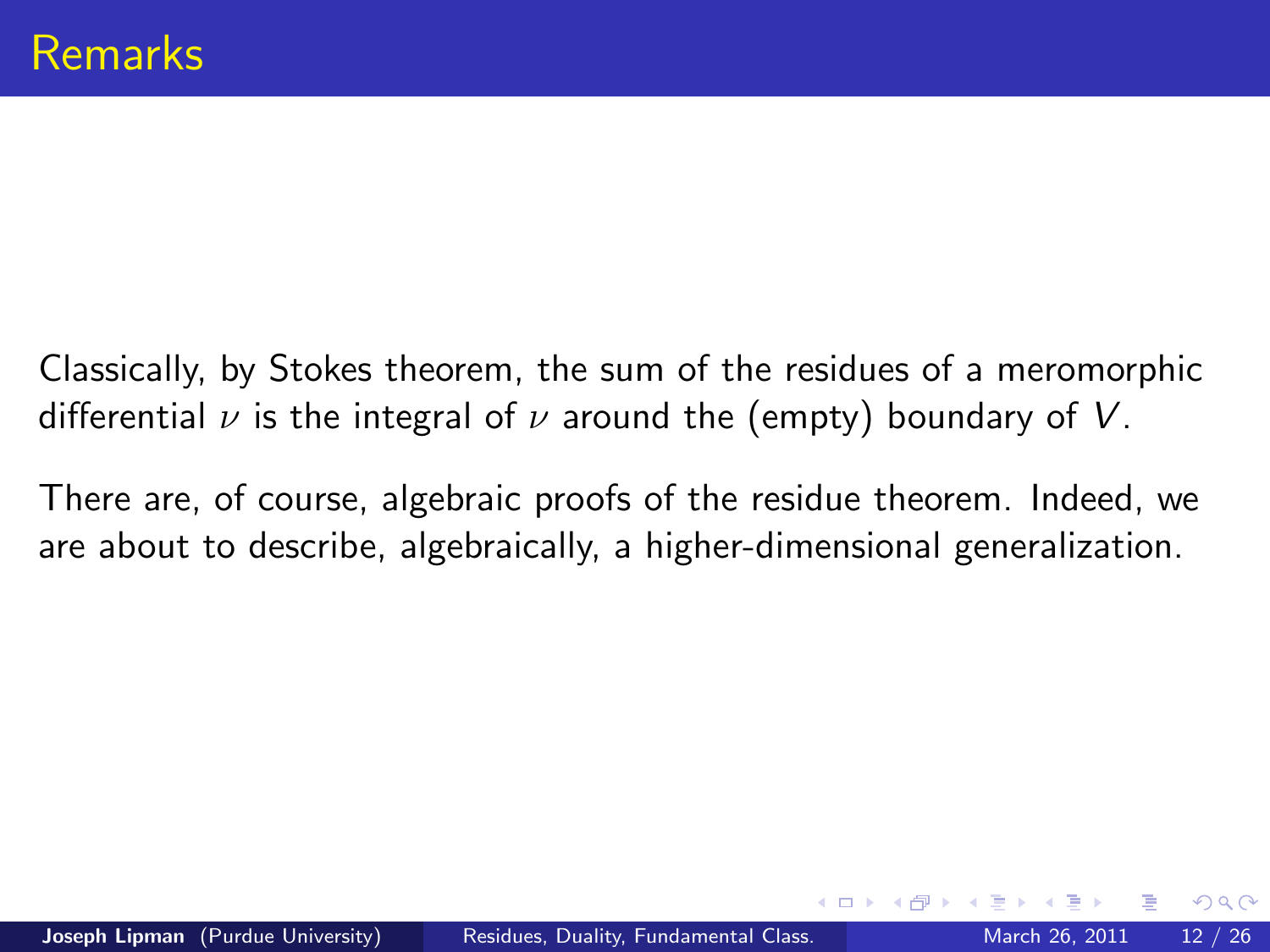# Remarks

Classically, by Stokes theorem, the sum of the residues of a meromorphic differential $\nu$ is the integral of $\nu$ around the (empty) boundary of $V$.

There are, of course, algebraic proofs of the residue theorem. Indeed, we are about to describe, algebraically, a higher-dimensional generalization.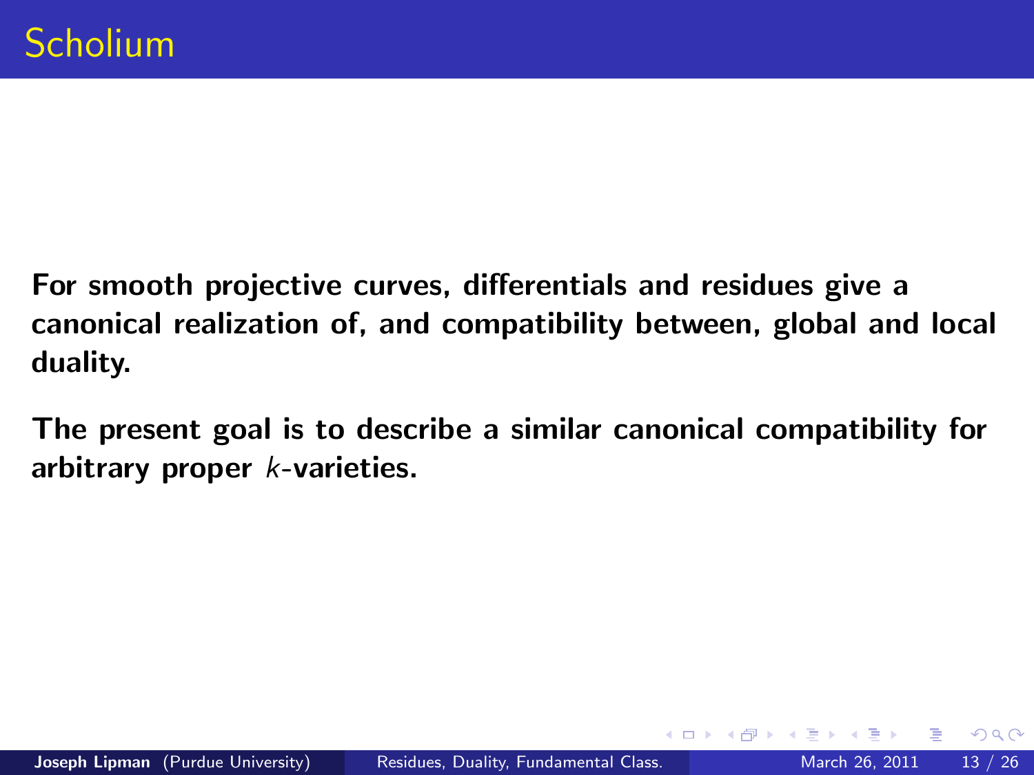# Scholium

**For smooth projective curves, differentials and residues give a canonical realization of, and compatibility between, global and local duality.**

**The present goal is to describe a similar canonical compatibility for arbitrary proper $k$-varieties.**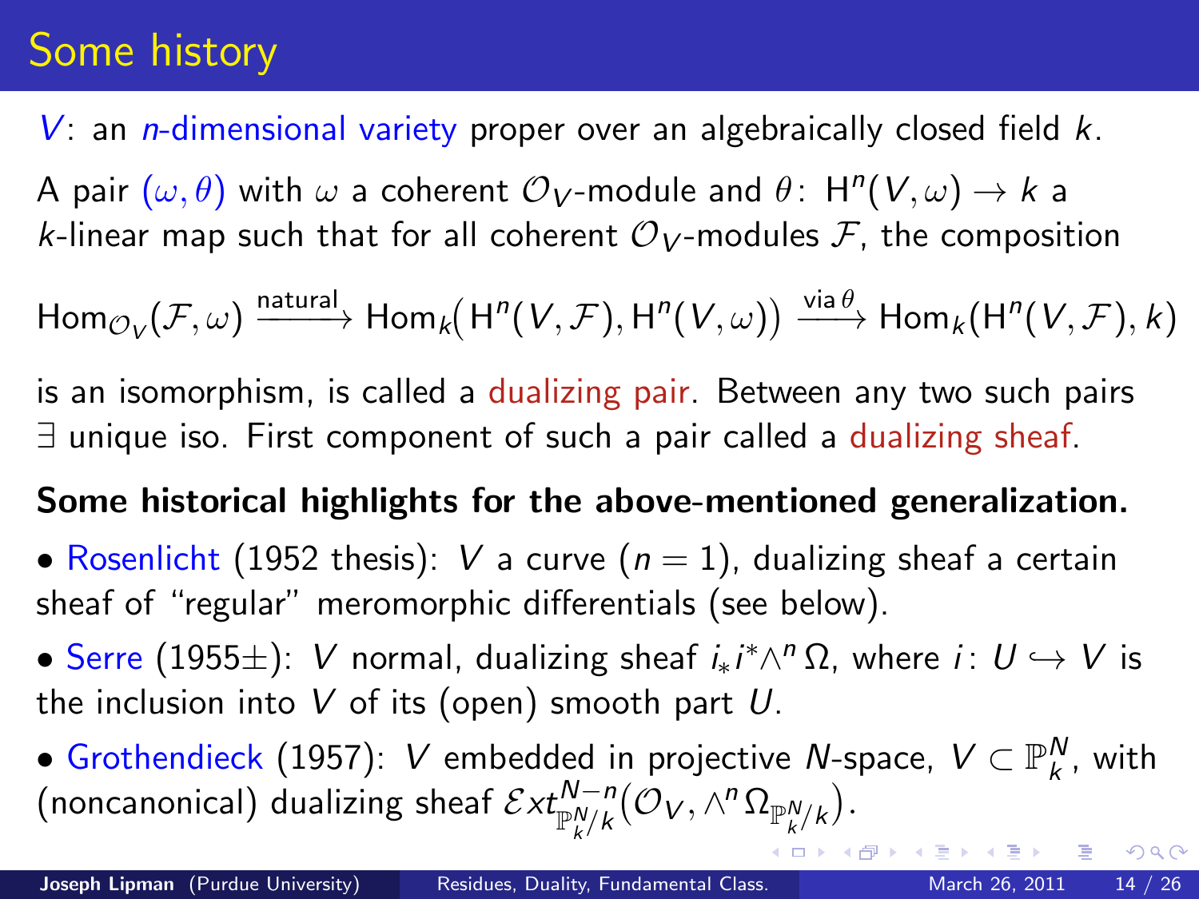# Some history

$V$: an $n$-dimensional variety proper over an algebraically closed field $k$.

A pair $(\omega, \theta)$ with $\omega$ a coherent $\mathcal{O}_V$-module and $\theta\colon \mathrm{H}^n(V, \omega) \to k$ a $k$-linear map such that for all coherent $\mathcal{O}_V$-modules $\mathcal{F}$, the composition

$$\mathrm{Hom}_{\mathcal{O}_V}(\mathcal{F}, \omega) \xrightarrow{\text{natural}} \mathrm{Hom}_k\big(\mathrm{H}^n(V, \mathcal{F}), \mathrm{H}^n(V, \omega)\big) \xrightarrow{\text{via}\,\theta} \mathrm{Hom}_k(\mathrm{H}^n(V, \mathcal{F}), k)$$

is an isomorphism, is called a dualizing pair. Between any two such pairs $\exists$ unique iso. First component of such a pair called a dualizing sheaf.

**Some historical highlights for the above-mentioned generalization.**

- Rosenlicht (1952 thesis): $V$ a curve ($n = 1$), dualizing sheaf a certain sheaf of "regular" meromorphic differentials (see below).
- Serre (1955±): $V$ normal, dualizing sheaf $i_* i^* \wedge^n \Omega$, where $i\colon U \hookrightarrow V$ is the inclusion into $V$ of its (open) smooth part $U$.
- Grothendieck (1957): $V$ embedded in projective $N$-space, $V \subset \mathbb{P}^N_k$, with (noncanonical) dualizing sheaf $\mathcal{E}xt^{N-n}_{\mathbb{P}^N_k/k}(\mathcal{O}_V, \wedge^n \Omega_{\mathbb{P}^N_k/k})$.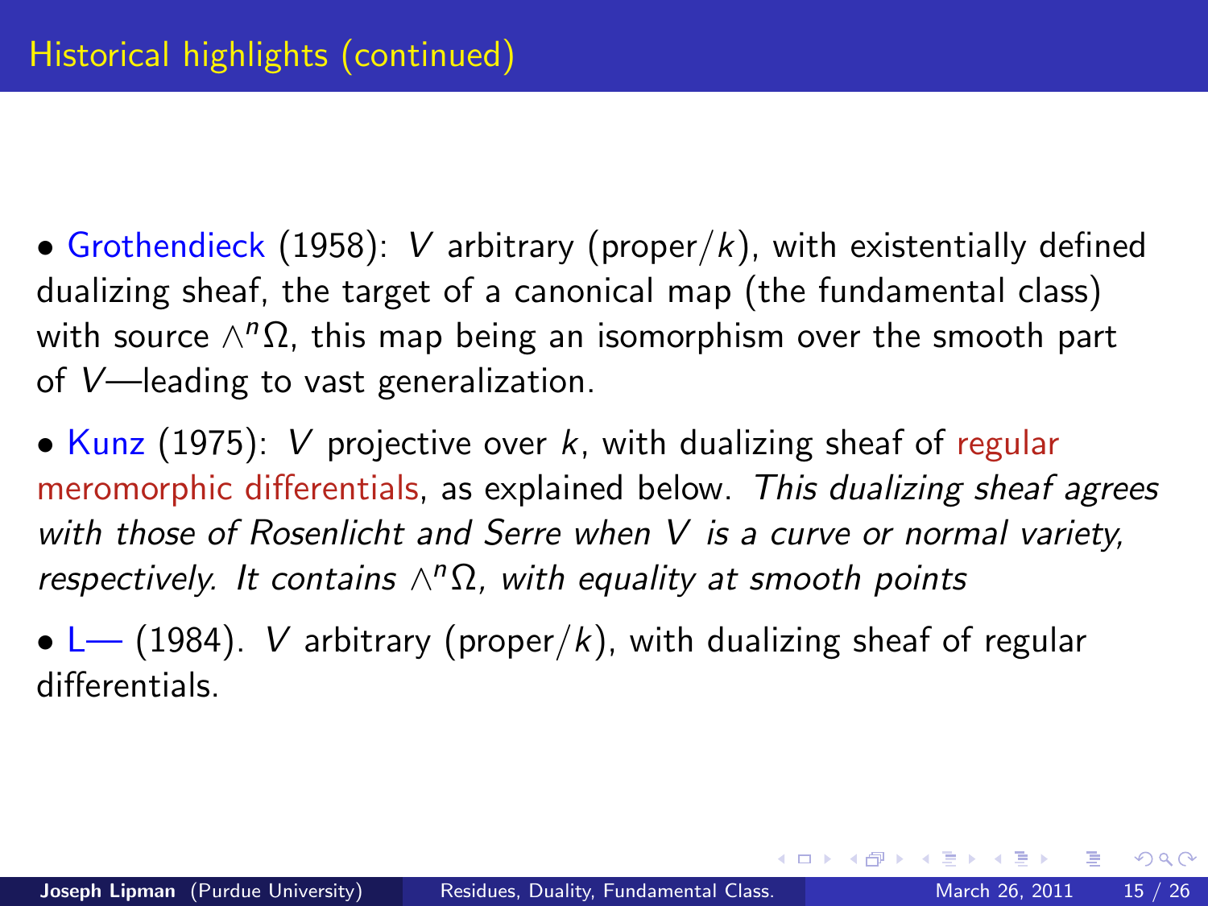## Historical highlights (continued)

- Grothendieck (1958): $V$ arbitrary (proper/$k$), with existentially defined dualizing sheaf, the target of a canonical map (the fundamental class) with source $\wedge^n\Omega$, this map being an isomorphism over the smooth part of $V$—leading to vast generalization.

- Kunz (1975): $V$ projective over $k$, with dualizing sheaf of regular meromorphic differentials, as explained below. *This dualizing sheaf agrees with those of Rosenlicht and Serre when $V$ is a curve or normal variety, respectively. It contains $\wedge^n\Omega$, with equality at smooth points*

- L— (1984). $V$ arbitrary (proper/$k$), with dualizing sheaf of regular differentials.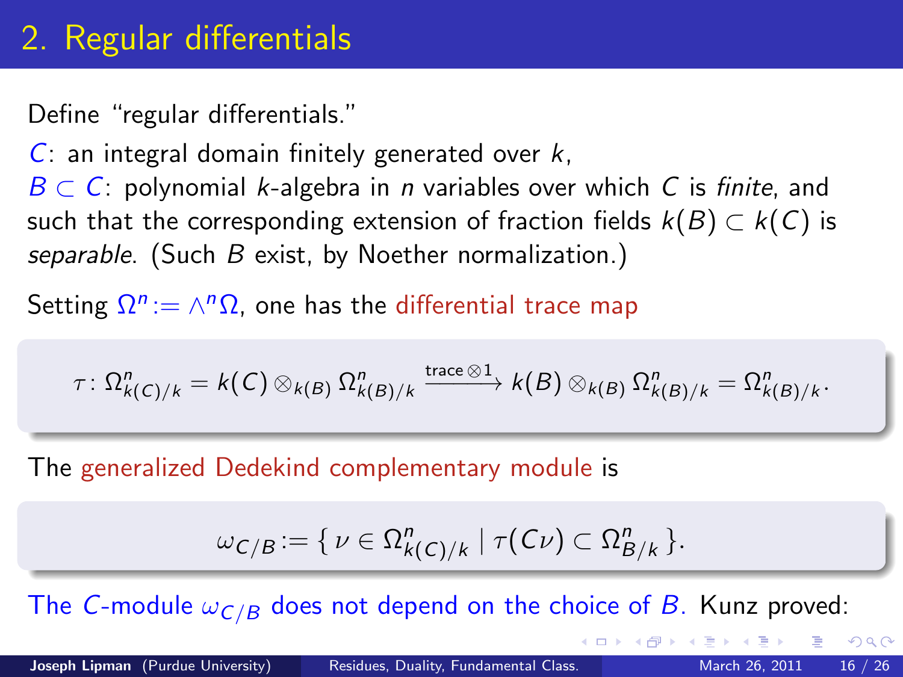# 2. Regular differentials

Define "regular differentials."

$C$: an integral domain finitely generated over $k$,
$B \subset C$: polynomial $k$-algebra in $n$ variables over which $C$ is *finite*, and such that the corresponding extension of fraction fields $k(B) \subset k(C)$ is *separable*. (Such $B$ exist, by Noether normalization.)

Setting $\Omega^n := \wedge^n \Omega$, one has the differential trace map

$$\tau \colon \Omega^n_{k(C)/k} = k(C) \otimes_{k(B)} \Omega^n_{k(B)/k} \xrightarrow{\text{trace} \otimes 1} k(B) \otimes_{k(B)} \Omega^n_{k(B)/k} = \Omega^n_{k(B)/k}.$$

The generalized Dedekind complementary module is

$$\omega_{C/B} := \{\, \nu \in \Omega^n_{k(C)/k} \mid \tau(C\nu) \subset \Omega^n_{B/k} \,\}.$$

The $C$-module $\omega_{C/B}$ does not depend on the choice of $B$. Kunz proved: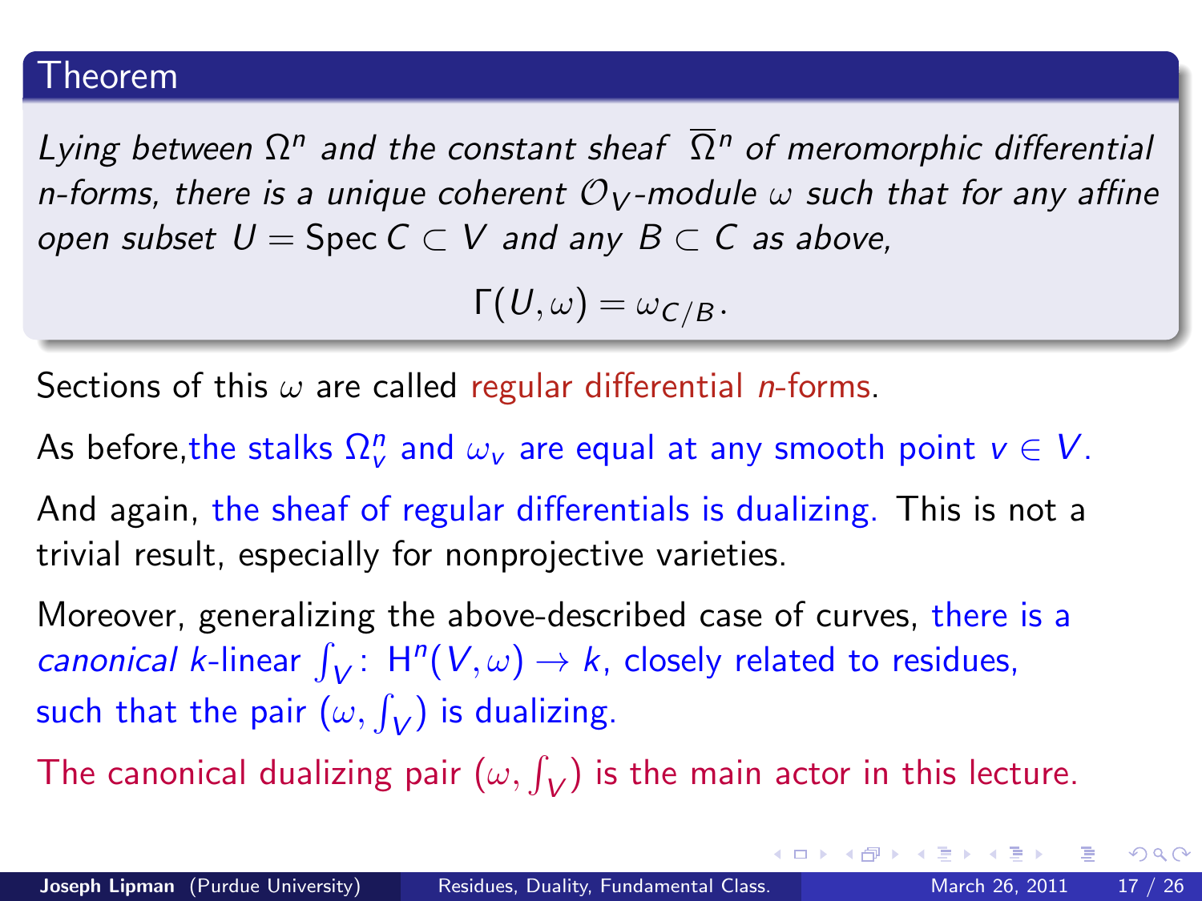**Theorem**

*Lying between $\Omega^n$ and the constant sheaf $\overline{\Omega}^n$ of meromorphic differential n-forms, there is a unique coherent $\mathcal{O}_V$-module $\omega$ such that for any affine open subset $U = \operatorname{Spec} C \subset V$ and any $B \subset C$ as above,*

$$\Gamma(U, \omega) = \omega_{C/B}.$$

Sections of this $\omega$ are called regular differential $n$-forms.

As before, the stalks $\Omega^n_v$ and $\omega_v$ are equal at any smooth point $v \in V$.

And again, the sheaf of regular differentials is dualizing. This is not a trivial result, especially for nonprojective varieties.

Moreover, generalizing the above-described case of curves, there is a *canonical* $k$-linear $\int_V \colon \mathrm{H}^n(V, \omega) \to k$, closely related to residues, such that the pair $(\omega, \int_V)$ is dualizing.

The canonical dualizing pair $(\omega, \int_V)$ is the main actor in this lecture.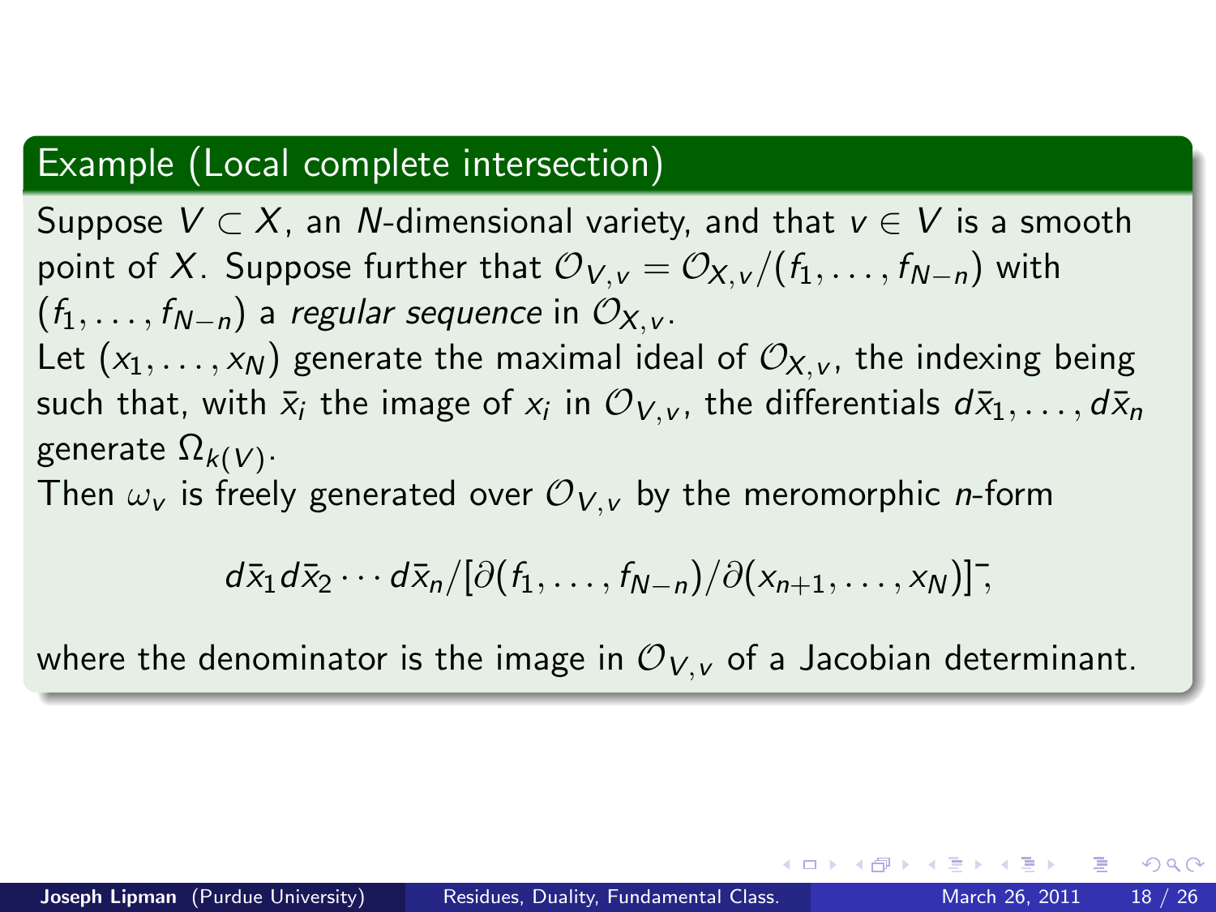### Example (Local complete intersection)

Suppose $V \subset X$, an $N$-dimensional variety, and that $v \in V$ is a smooth point of $X$. Suppose further that $\mathcal{O}_{V,v} = \mathcal{O}_{X,v}/(f_1, \dots, f_{N-n})$ with $(f_1, \dots, f_{N-n})$ a *regular sequence* in $\mathcal{O}_{X,v}$.

Let $(x_1, \dots, x_N)$ generate the maximal ideal of $\mathcal{O}_{X,v}$, the indexing being such that, with $\bar{x}_i$ the image of $x_i$ in $\mathcal{O}_{V,v}$, the differentials $d\bar{x}_1, \dots, d\bar{x}_n$ generate $\Omega_{k(V)}$.

Then $\omega_v$ is freely generated over $\mathcal{O}_{V,v}$ by the meromorphic $n$-form

$$d\bar{x}_1 d\bar{x}_2 \cdots d\bar{x}_n / [\partial(f_1, \dots, f_{N-n})/\partial(x_{n+1}, \dots, x_N)]^{\bar{}},$$

where the denominator is the image in $\mathcal{O}_{V,v}$ of a Jacobian determinant.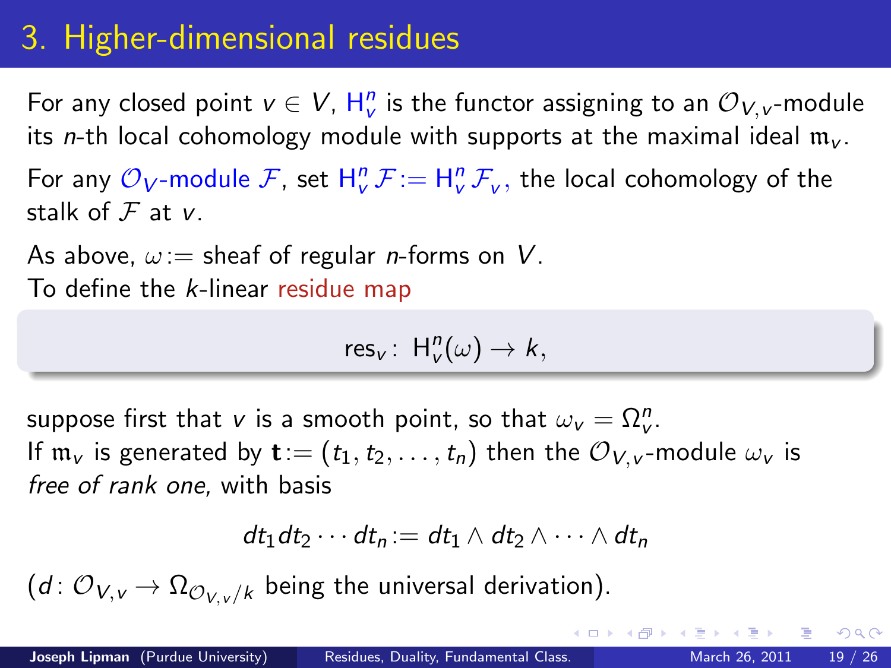# 3. Higher-dimensional residues

For any closed point $v \in V$, $\mathrm{H}^n_v$ is the functor assigning to an $\mathcal{O}_{V,v}$-module its $n$-th local cohomology module with supports at the maximal ideal $\mathfrak{m}_v$.

For any $\mathcal{O}_V$-module $\mathcal{F}$, set $\mathrm{H}^n_v \mathcal{F} := \mathrm{H}^n_v \mathcal{F}_v$, the local cohomology of the stalk of $\mathcal{F}$ at $v$.

As above, $\omega :=$ sheaf of regular $n$-forms on $V$.
To define the $k$-linear residue map

$$\mathrm{res}_v \colon \ \mathrm{H}^n_v(\omega) \to k,$$

suppose first that $v$ is a smooth point, so that $\omega_v = \Omega^n_v$.
If $\mathfrak{m}_v$ is generated by $\mathbf{t} := (t_1, t_2, \dots, t_n)$ then the $\mathcal{O}_{V,v}$-module $\omega_v$ is *free of rank one,* with basis

$$dt_1 dt_2 \cdots dt_n := dt_1 \wedge dt_2 \wedge \cdots \wedge dt_n$$

($d \colon \mathcal{O}_{V,v} \to \Omega_{\mathcal{O}_{V,v}/k}$ being the universal derivation).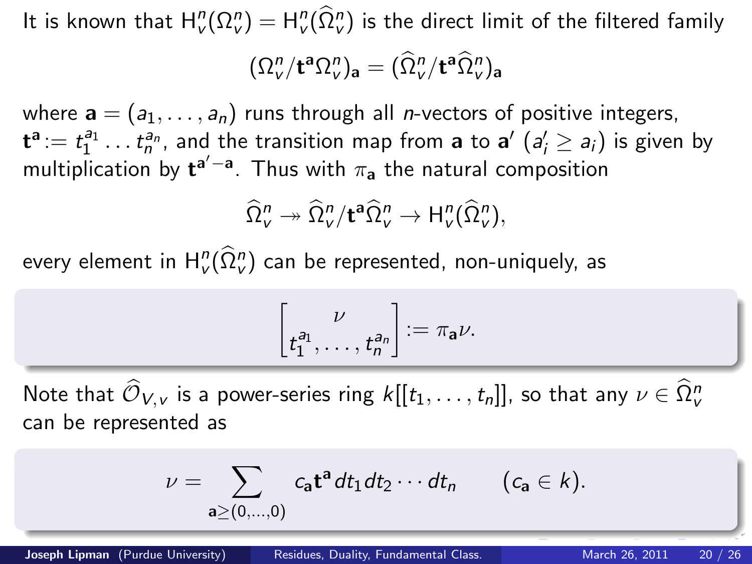It is known that $\mathrm{H}^n_v(\Omega^n_v) = \mathrm{H}^n_v(\widehat{\Omega}^n_v)$ is the direct limit of the filtered family

$$(\Omega^n_v/\mathbf{t}^{\mathbf{a}}\Omega^n_v)_{\mathbf{a}} = (\widehat{\Omega}^n_v/\mathbf{t}^{\mathbf{a}}\widehat{\Omega}^n_v)_{\mathbf{a}}$$

where $\mathbf{a} = (a_1, \dots, a_n)$ runs through all $n$-vectors of positive integers, $\mathbf{t}^{\mathbf{a}} := t_1^{a_1} \dots t_n^{a_n}$, and the transition map from $\mathbf{a}$ to $\mathbf{a}'$ ($a'_i \geq a_i$) is given by multiplication by $\mathbf{t}^{\mathbf{a}'-\mathbf{a}}$. Thus with $\pi_{\mathbf{a}}$ the natural composition

$$\widehat{\Omega}^n_v \twoheadrightarrow \widehat{\Omega}^n_v/\mathbf{t}^{\mathbf{a}}\widehat{\Omega}^n_v \to \mathrm{H}^n_v(\widehat{\Omega}^n_v),$$

every element in $\mathrm{H}^n_v(\widehat{\Omega}^n_v)$ can be represented, non-uniquely, as

$$\begin{bmatrix} \nu \\ t_1^{a_1}, \dots, t_n^{a_n} \end{bmatrix} := \pi_{\mathbf{a}}\nu.$$

Note that $\widehat{\mathcal{O}}_{V,v}$ is a power-series ring $k[[t_1, \dots, t_n]]$, so that any $\nu \in \widehat{\Omega}^n_v$ can be represented as

$$\nu = \sum_{\mathbf{a} \geq (0,\dots,0)} c_{\mathbf{a}} \mathbf{t}^{\mathbf{a}} \, dt_1 dt_2 \cdots dt_n \qquad (c_{\mathbf{a}} \in k).$$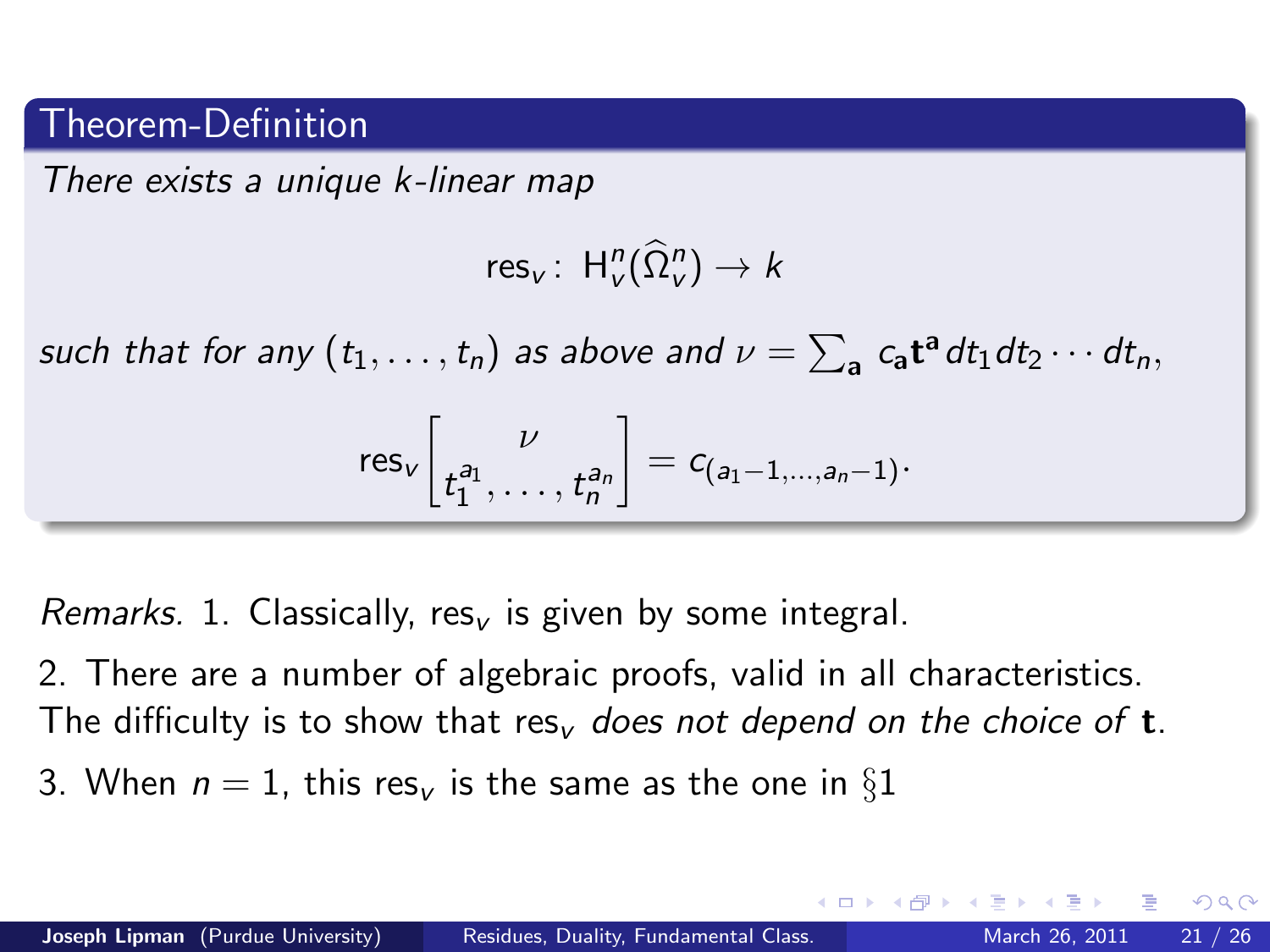### Theorem-Definition

*There exists a unique k-linear map*

$$\mathrm{res}_v \colon \mathrm{H}^n_v(\widehat{\Omega}^n_v) \to k$$

*such that for any* $(t_1, \dots, t_n)$ *as above and* $\nu = \sum_{\mathbf{a}} c_{\mathbf{a}} \mathbf{t}^{\mathbf{a}} \, dt_1 dt_2 \cdots dt_n$,

$$\mathrm{res}_v \begin{bmatrix} \nu \\ t_1^{a_1}, \dots, t_n^{a_n} \end{bmatrix} = c_{(a_1 - 1, \dots, a_n - 1)}.$$

*Remarks.* 1. Classically, $\mathrm{res}_v$ is given by some integral.

2. There are a number of algebraic proofs, valid in all characteristics. The difficulty is to show that $\mathrm{res}_v$ *does not depend on the choice of* $\mathbf{t}$.

3. When $n = 1$, this $\mathrm{res}_v$ is the same as the one in §1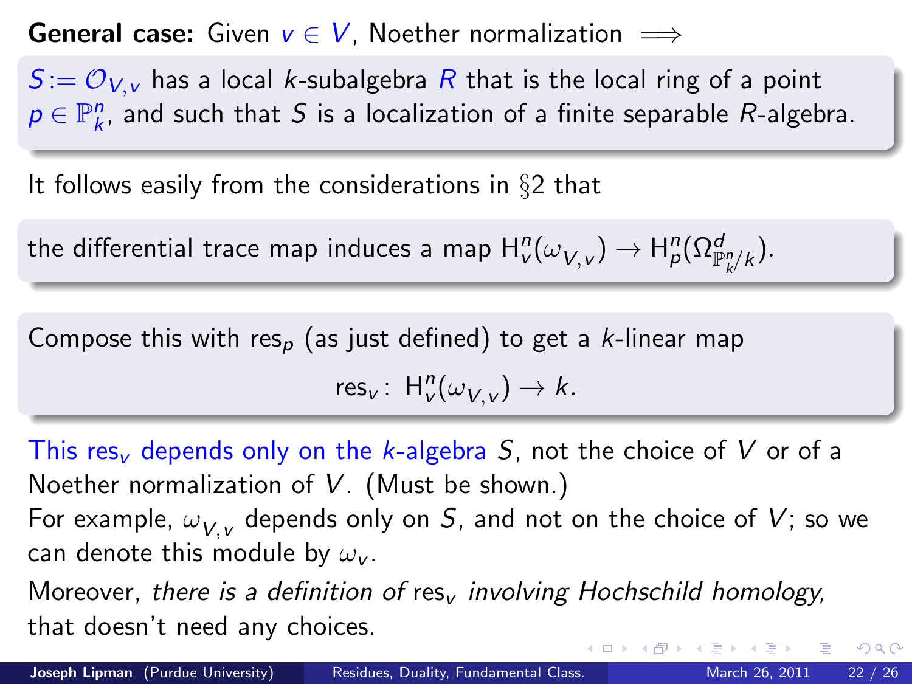**General case:** Given $v \in V$, Noether normalization $\implies$

$S := \mathcal{O}_{V,v}$ has a local $k$-subalgebra $R$ that is the local ring of a point $p \in \mathbb{P}^n_k$, and such that $S$ is a localization of a finite separable $R$-algebra.

It follows easily from the considerations in §2 that

the differential trace map induces a map $\mathrm{H}^n_v(\omega_{V,v}) \to \mathrm{H}^n_p(\Omega^d_{\mathbb{P}^n_k/k})$.

Compose this with $\mathrm{res}_p$ (as just defined) to get a $k$-linear map

$$\mathrm{res}_v \colon \mathrm{H}^n_v(\omega_{V,v}) \to k.$$

This $\mathrm{res}_v$ depends only on the $k$-algebra $S$, not the choice of $V$ or of a Noether normalization of $V$. (Must be shown.)

For example, $\omega_{V,v}$ depends only on $S$, and not on the choice of $V$; so we can denote this module by $\omega_v$.

Moreover, *there is a definition of* $\mathrm{res}_v$ *involving Hochschild homology,* that doesn't need any choices.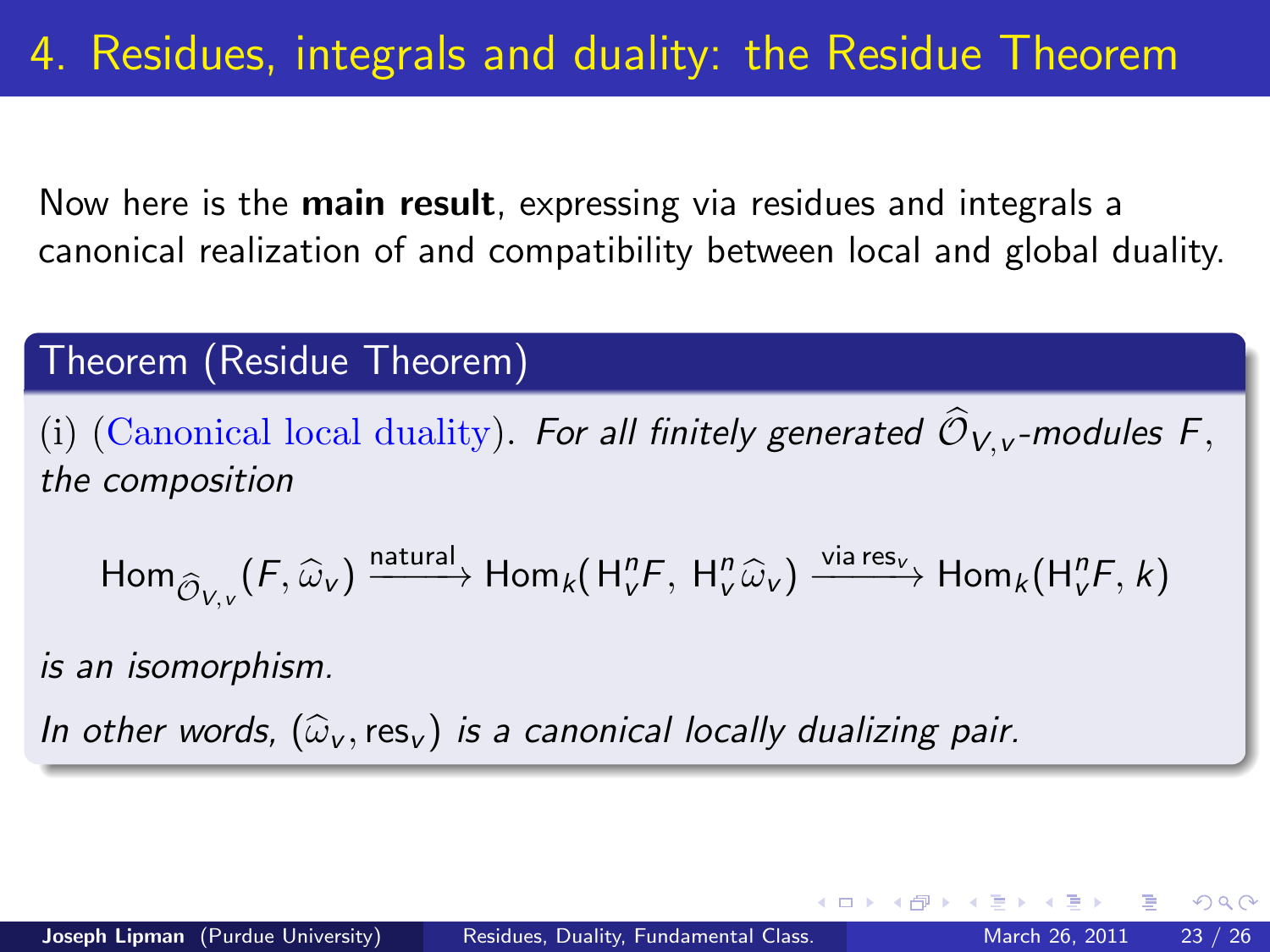# 4. Residues, integrals and duality: the Residue Theorem

Now here is the **main result**, expressing via residues and integrals a canonical realization of and compatibility between local and global duality.

### Theorem (Residue Theorem)

(i) (Canonical local duality). *For all finitely generated $\widehat{\mathcal{O}}_{V,v}$-modules $F$, the composition*

$$\mathrm{Hom}_{\widehat{\mathcal{O}}_{V,v}}(F, \widehat{\omega}_v) \xrightarrow{\text{natural}} \mathrm{Hom}_k(\mathrm{H}^n_v F,\, \mathrm{H}^n_v \widehat{\omega}_v) \xrightarrow{\text{via } \mathrm{res}_v} \mathrm{Hom}_k(\mathrm{H}^n_v F,\, k)$$

*is an isomorphism.*

*In other words, $(\widehat{\omega}_v, \mathrm{res}_v)$ is a canonical locally dualizing pair.*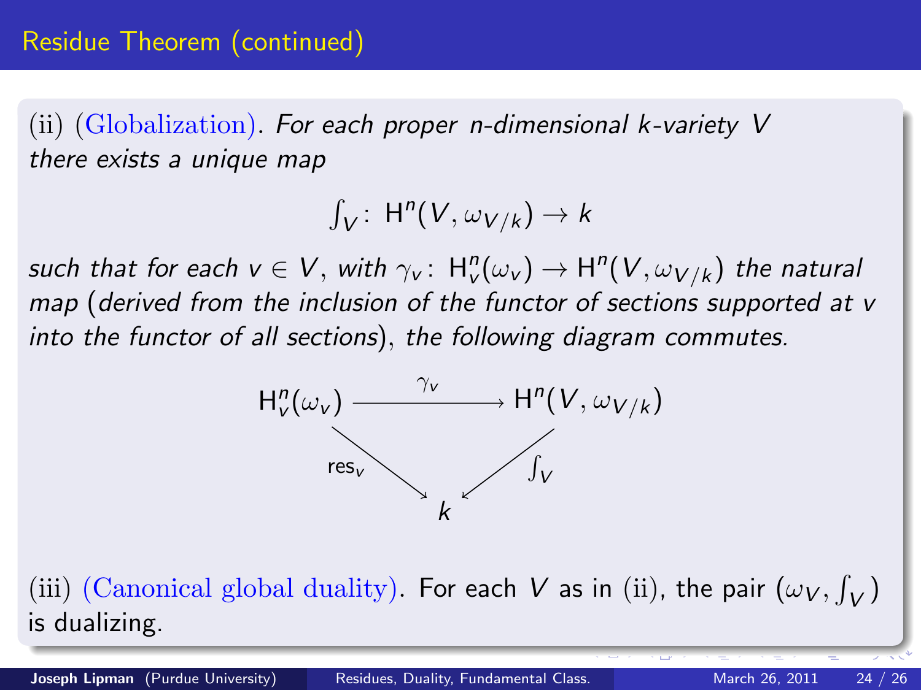# Residue Theorem (continued)

(ii) (Globalization). *For each proper n-dimensional k-variety V there exists a unique map*

$$\textstyle\int_V \colon \mathrm{H}^n(V, \omega_{V/k}) \to k$$

*such that for each $v \in V$, with $\gamma_v \colon \mathrm{H}^n_v(\omega_v) \to \mathrm{H}^n(V, \omega_{V/k})$ the natural map (derived from the inclusion of the functor of sections supported at v into the functor of all sections), the following diagram commutes.*

$$\begin{array}{ccc} \mathrm{H}^n_v(\omega_v) & \xrightarrow{\quad\gamma_v\quad} & \mathrm{H}^n(V, \omega_{V/k}) \\ & {\scriptstyle \mathrm{res}_v} \searrow \quad \swarrow {\scriptstyle \int_V} & \\ & k & \end{array}$$

(iii) (Canonical global duality). For each $V$ as in (ii), the pair $(\omega_V, \int_V)$ is dualizing.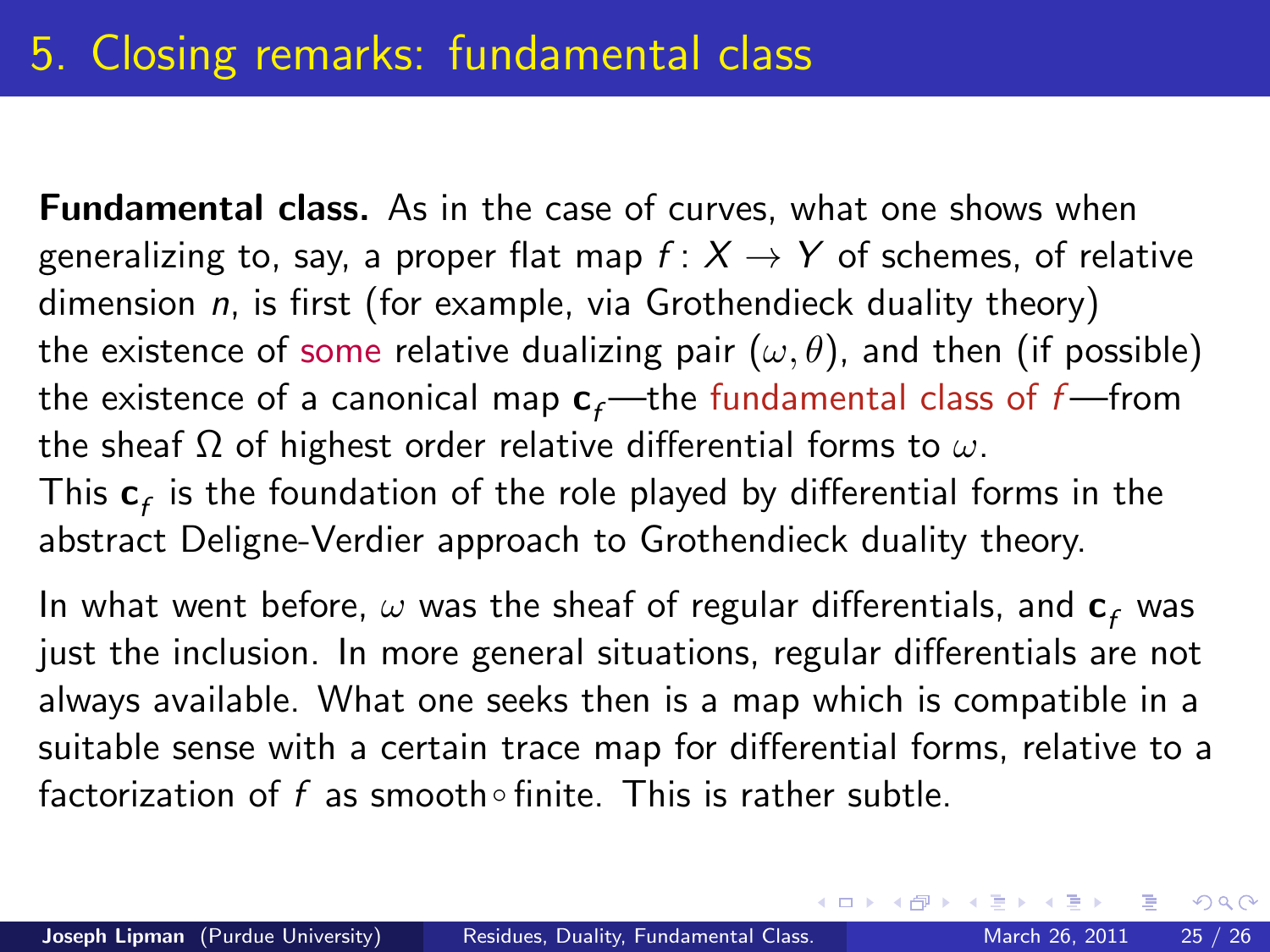# 5. Closing remarks: fundamental class

**Fundamental class.** As in the case of curves, what one shows when generalizing to, say, a proper flat map $f\colon X \to Y$ of schemes, of relative dimension $n$, is first (for example, via Grothendieck duality theory) the existence of some relative dualizing pair $(\omega, \theta)$, and then (if possible) the existence of a canonical map $\mathbf{c}_f$—the fundamental class of $f$—from the sheaf $\Omega$ of highest order relative differential forms to $\omega$. This $\mathbf{c}_f$ is the foundation of the role played by differential forms in the abstract Deligne-Verdier approach to Grothendieck duality theory.

In what went before, $\omega$ was the sheaf of regular differentials, and $\mathbf{c}_f$ was just the inclusion. In more general situations, regular differentials are not always available. What one seeks then is a map which is compatible in a suitable sense with a certain trace map for differential forms, relative to a factorization of $f$ as smooth $\circ$ finite. This is rather subtle.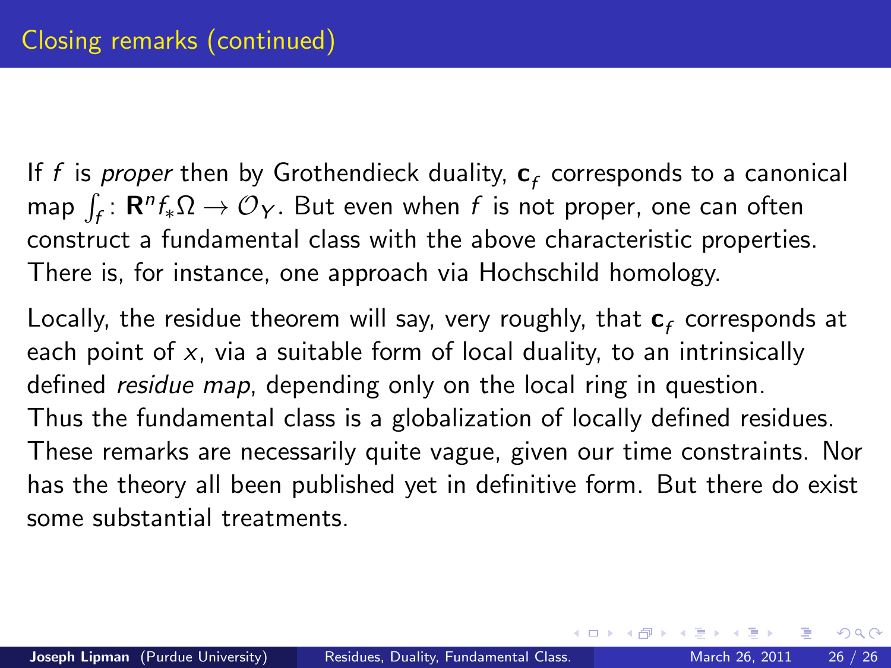## Closing remarks (continued)

If $f$ is *proper* then by Grothendieck duality, $\mathbf{c}_f$ corresponds to a canonical map $\int_f\colon \mathbf{R}^n f_*\Omega \to \mathcal{O}_Y$. But even when $f$ is not proper, one can often construct a fundamental class with the above characteristic properties. There is, for instance, one approach via Hochschild homology.

Locally, the residue theorem will say, very roughly, that $\mathbf{c}_f$ corresponds at each point of $x$, via a suitable form of local duality, to an intrinsically defined *residue map*, depending only on the local ring in question. Thus the fundamental class is a globalization of locally defined residues. These remarks are necessarily quite vague, given our time constraints. Nor has the theory all been published yet in definitive form. But there do exist some substantial treatments.